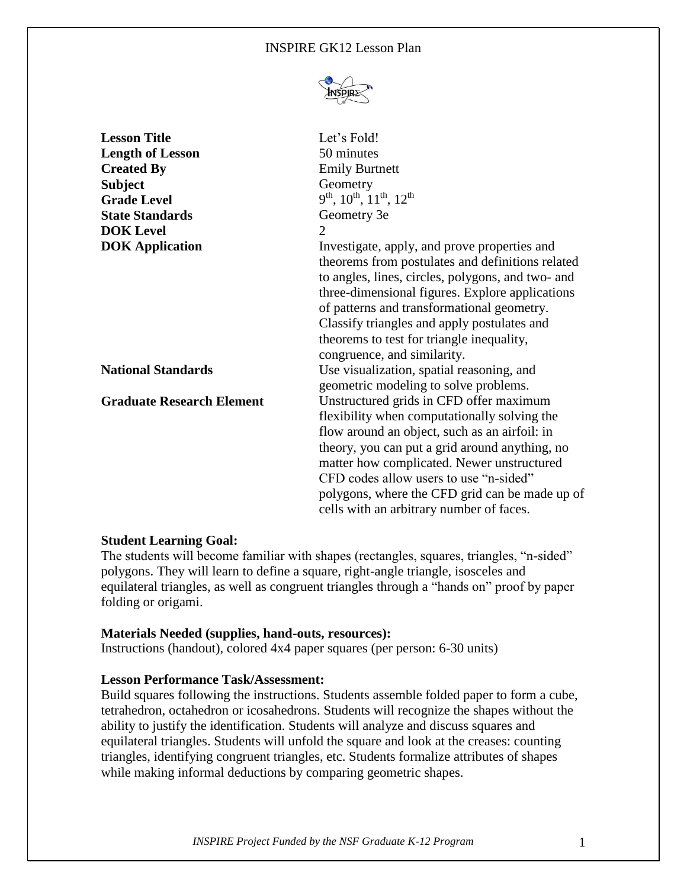INSPIRE GK12 Lesson Plan

| | |
|---|---|
| **Lesson Title** | Let's Fold! |
| **Length of Lesson** | 50 minutes |
| **Created By** | Emily Burtnett |
| **Subject** | Geometry |
| **Grade Level** | $9^{th}$, $10^{th}$, $11^{th}$, $12^{th}$ |
| **State Standards** | Geometry 3e |
| **DOK Level** | 2 |
| **DOK Application** | Investigate, apply, and prove properties and theorems from postulates and definitions related to angles, lines, circles, polygons, and two- and three-dimensional figures. Explore applications of patterns and transformational geometry. Classify triangles and apply postulates and theorems to test for triangle inequality, congruence, and similarity. |
| **National Standards** | Use visualization, spatial reasoning, and geometric modeling to solve problems. |
| **Graduate Research Element** | Unstructured grids in CFD offer maximum flexibility when computationally solving the flow around an object, such as an airfoil: in theory, you can put a grid around anything, no matter how complicated. Newer unstructured CFD codes allow users to use "n-sided" polygons, where the CFD grid can be made up of cells with an arbitrary number of faces. |

**Student Learning Goal:**

The students will become familiar with shapes (rectangles, squares, triangles, "n-sided" polygons. They will learn to define a square, right-angle triangle, isosceles and equilateral triangles, as well as congruent triangles through a "hands on" proof by paper folding or origami.

**Materials Needed (supplies, hand-outs, resources):**

Instructions (handout), colored 4x4 paper squares (per person: 6-30 units)

**Lesson Performance Task/Assessment:**

Build squares following the instructions. Students assemble folded paper to form a cube, tetrahedron, octahedron or icosahedrons. Students will recognize the shapes without the ability to justify the identification. Students will analyze and discuss squares and equilateral triangles. Students will unfold the square and look at the creases: counting triangles, identifying congruent triangles, etc. Students formalize attributes of shapes while making informal deductions by comparing geometric shapes.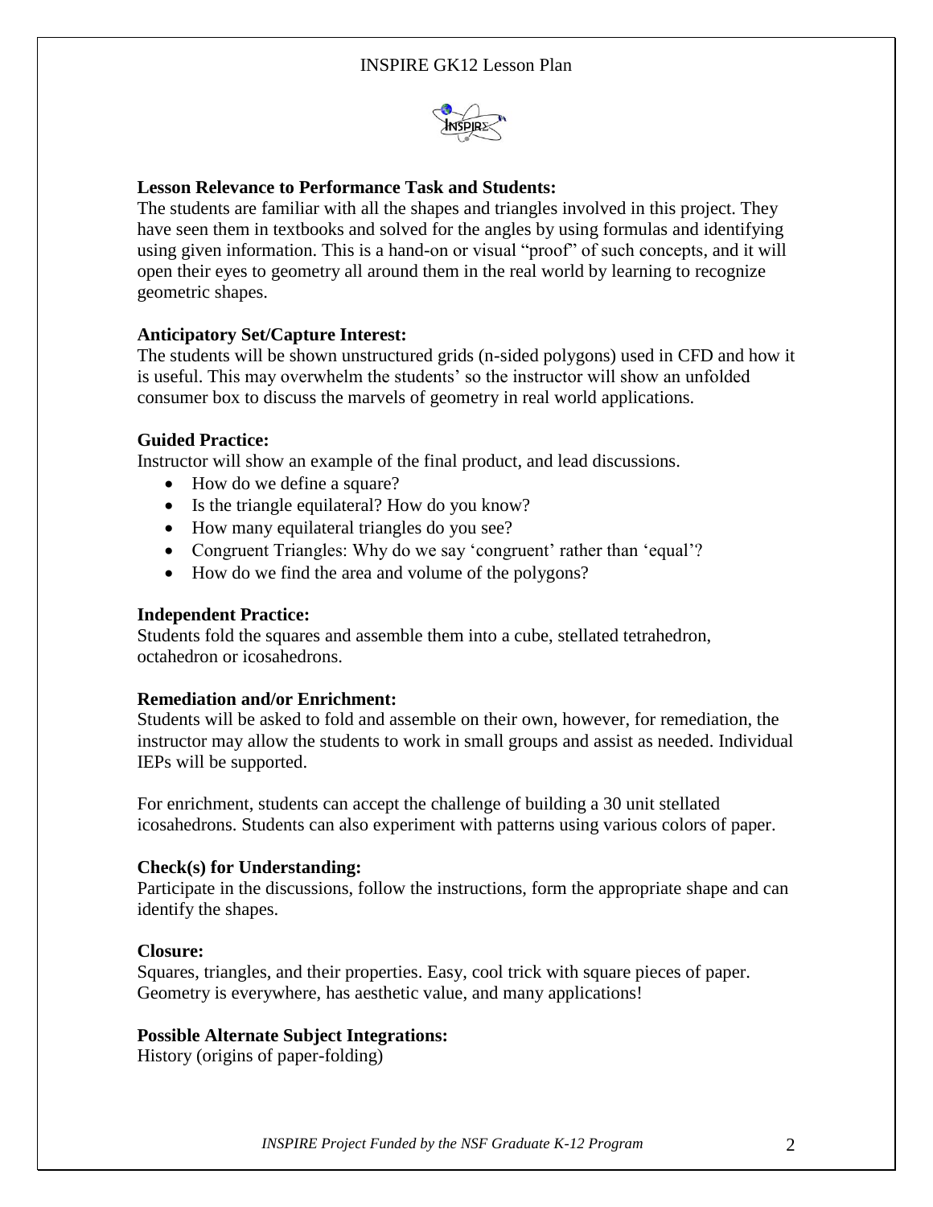**Lesson Relevance to Performance Task and Students:**
The students are familiar with all the shapes and triangles involved in this project. They have seen them in textbooks and solved for the angles by using formulas and identifying using given information. This is a hand-on or visual "proof" of such concepts, and it will open their eyes to geometry all around them in the real world by learning to recognize geometric shapes.

**Anticipatory Set/Capture Interest:**
The students will be shown unstructured grids (n-sided polygons) used in CFD and how it is useful. This may overwhelm the students' so the instructor will show an unfolded consumer box to discuss the marvels of geometry in real world applications.

**Guided Practice:**
Instructor will show an example of the final product, and lead discussions.

- How do we define a square?
- Is the triangle equilateral? How do you know?
- How many equilateral triangles do you see?
- Congruent Triangles: Why do we say 'congruent' rather than 'equal'?
- How do we find the area and volume of the polygons?

**Independent Practice:**
Students fold the squares and assemble them into a cube, stellated tetrahedron, octahedron or icosahedrons.

**Remediation and/or Enrichment:**
Students will be asked to fold and assemble on their own, however, for remediation, the instructor may allow the students to work in small groups and assist as needed. Individual IEPs will be supported.

For enrichment, students can accept the challenge of building a 30 unit stellated icosahedrons. Students can also experiment with patterns using various colors of paper.

**Check(s) for Understanding:**
Participate in the discussions, follow the instructions, form the appropriate shape and can identify the shapes.

**Closure:**
Squares, triangles, and their properties. Easy, cool trick with square pieces of paper. Geometry is everywhere, has aesthetic value, and many applications!

**Possible Alternate Subject Integrations:**
History (origins of paper-folding)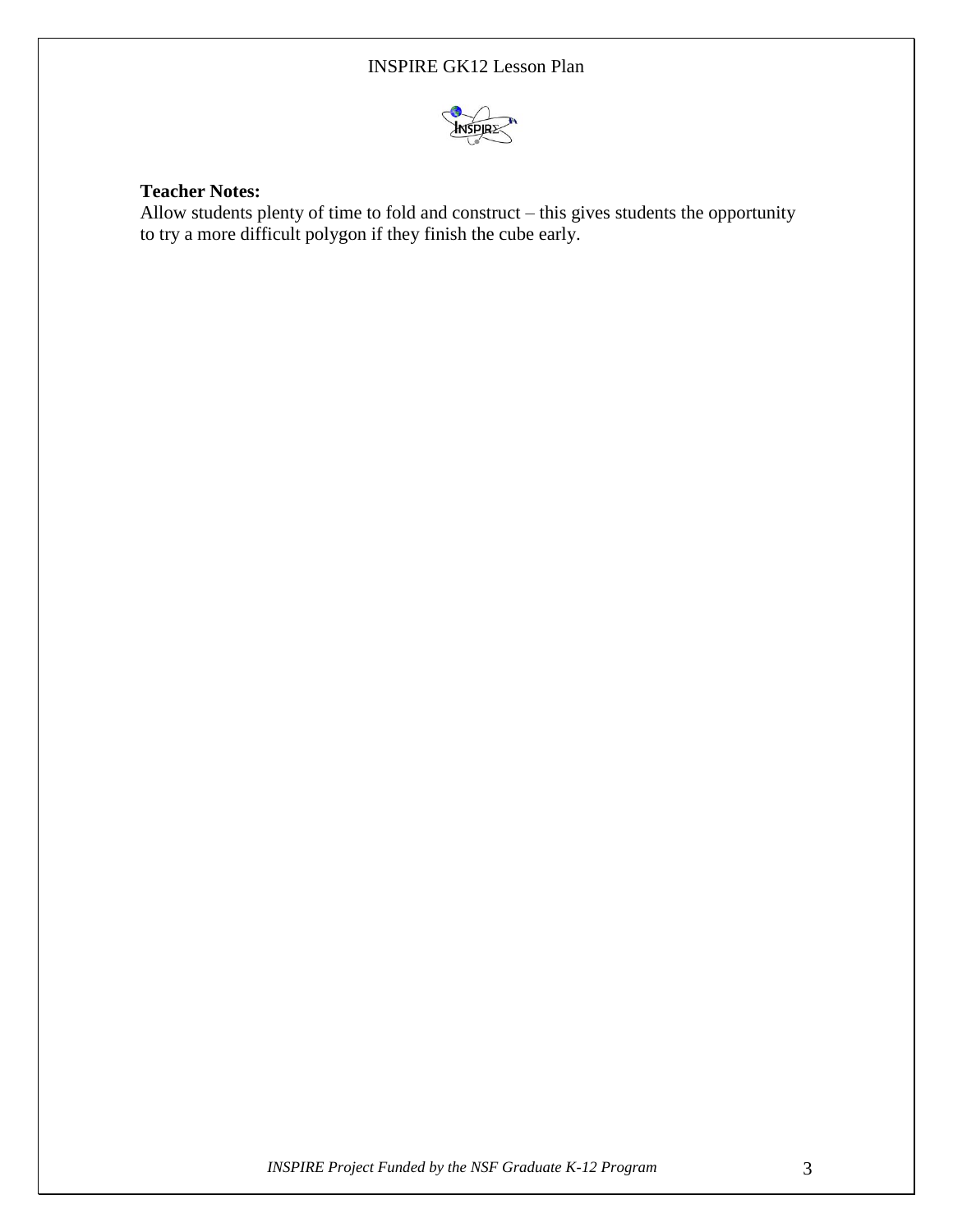**Teacher Notes:**

Allow students plenty of time to fold and construct – this gives students the opportunity to try a more difficult polygon if they finish the cube early.